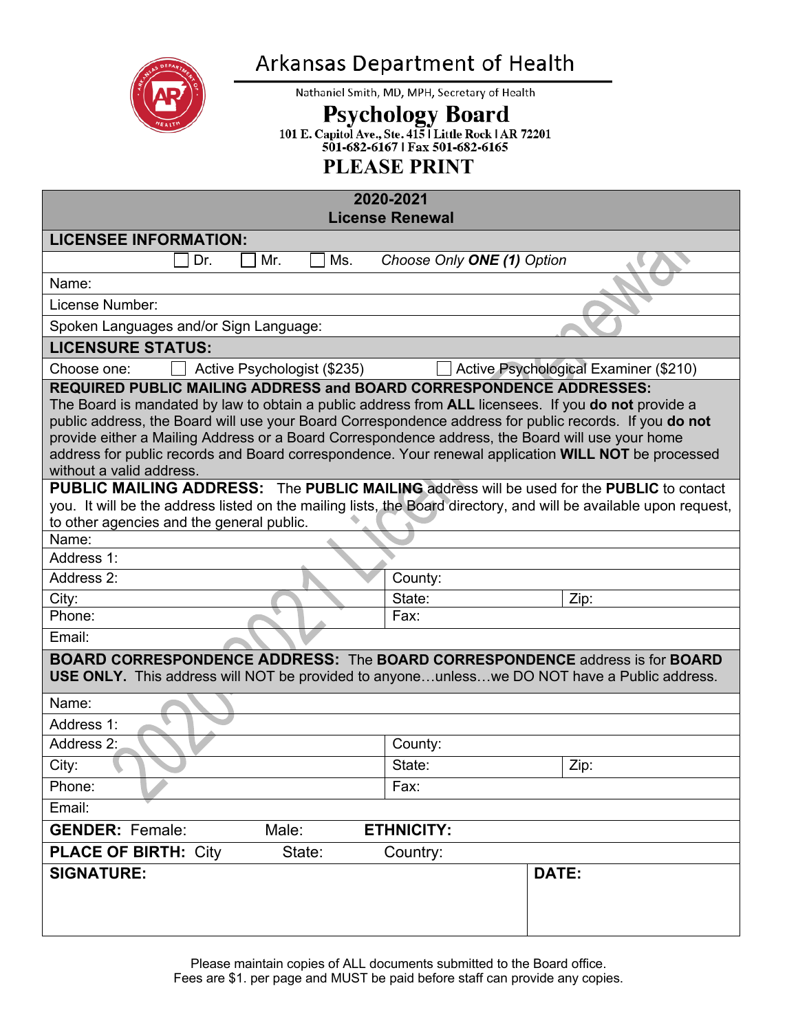# Arkansas Department of Health

Nathaniel Smith, MD, MPH, Secretary of Health

## Psychology Board

101 E. Capitol Ave., Ste. 415 | Little Rock | AR 72201
501-682-6167 | Fax 501-682-6165

## PLEASE PRINT

**2020-2021**
**License Renewal**

**LICENSEE INFORMATION:**

☐ Dr. ☐ Mr. ☐ Ms. *Choose Only **ONE (1)** Option*

Name:

License Number:

Spoken Languages and/or Sign Language:

**LICENSURE STATUS:**

Choose one: ☐ Active Psychologist ($235) ☐ Active Psychological Examiner ($210)

**REQUIRED PUBLIC MAILING ADDRESS and BOARD CORRESPONDENCE ADDRESSES:**
The Board is mandated by law to obtain a public address from **ALL** licensees. If you **do not** provide a public address, the Board will use your Board Correspondence address for public records. If you **do not** provide either a Mailing Address or a Board Correspondence address, the Board will use your home address for public records and Board correspondence. Your renewal application **WILL NOT** be processed without a valid address.

**PUBLIC MAILING ADDRESS:** The **PUBLIC MAILING** address will be used for the **PUBLIC** to contact you. It will be the address listed on the mailing lists, the Board directory, and will be available upon request, to other agencies and the general public.

| | | |
|---|---|---|
| Name: | | |
| Address 1: | | |
| Address 2: | County: | |
| City: | State: | Zip: |
| Phone: | Fax: | |
| Email: | | |

**BOARD CORRESPONDENCE ADDRESS:** The **BOARD CORRESPONDENCE** address is for **BOARD USE ONLY.** This address will NOT be provided to anyone…unless…we DO NOT have a Public address.

| | | |
|---|---|---|
| Name: | | |
| Address 1: | | |
| Address 2: | County: | |
| City: | State: | Zip: |
| Phone: | Fax: | |
| Email: | | |

**GENDER:** Female: Male: **ETHNICITY:**

**PLACE OF BIRTH:** City State: Country:

| **SIGNATURE:** | **DATE:** |
|---|---|
| | |

Please maintain copies of ALL documents submitted to the Board office.
Fees are $1. per page and MUST be paid before staff can provide any copies.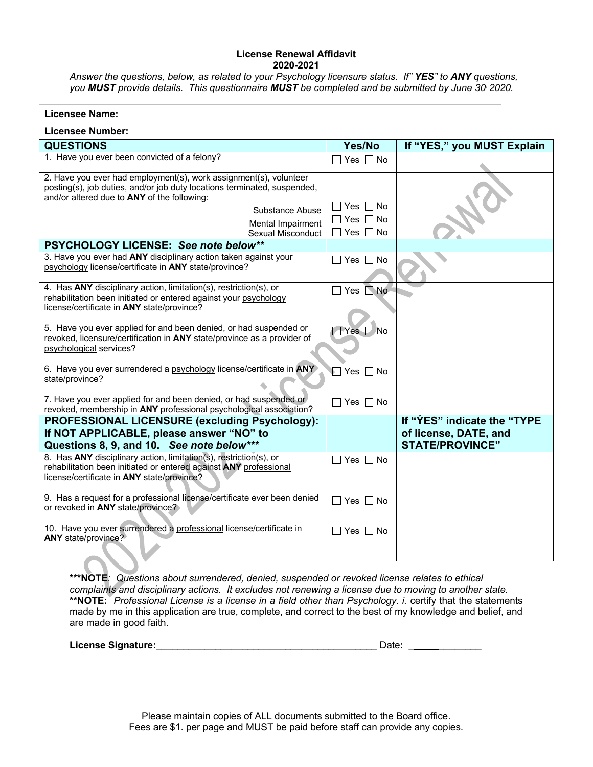**License Renewal Affidavit**
**2020-2021**

*Answer the questions, below, as related to your Psychology licensure status. If" **YES**" to **ANY** questions, you **MUST** provide details. This questionnaire **MUST** be completed and be submitted by June 30, 2020.*

| **Licensee Name:** | |
|---|---|
| **Licensee Number:** | |

| **QUESTIONS** | **Yes/No** | **If "YES," you MUST Explain** |
|---|---|---|
| 1. Have you ever been convicted of a felony? | ☐ Yes ☐ No | |
| 2. Have you ever had employment(s), work assignment(s), volunteer posting(s), job duties, and/or job duty locations terminated, suspended, and/or altered due to **ANY** of the following: | | |
| Substance Abuse | ☐ Yes ☐ No | |
| Mental Impairment | ☐ Yes ☐ No | |
| Sexual Misconduct | ☐ Yes ☐ No | |
| **PSYCHOLOGY LICENSE:** ***See note below\*\**** | | |
| 3. Have you ever had **ANY** disciplinary action taken against your psychology license/certificate in **ANY** state/province? | ☐ Yes ☐ No | |
| 4. Has **ANY** disciplinary action, limitation(s), restriction(s), or rehabilitation been initiated or entered against your psychology license/certificate in **ANY** state/province? | ☐ Yes ☐ No | |
| 5. Have you ever applied for and been denied, or had suspended or revoked, licensure/certification in **ANY** state/province as a provider of psychological services? | ☐ Yes ☐ No | |
| 6. Have you ever surrendered a psychology license/certificate in **ANY** state/province? | ☐ Yes ☐ No | |
| 7. Have you ever applied for and been denied, or had suspended or revoked, membership in **ANY** professional psychological association? | ☐ Yes ☐ No | |
| **PROFESSIONAL LICENSURE (excluding Psychology): If NOT APPLICABLE, please answer "NO" to Questions 8, 9, and 10.** ***See note below\*\*\**** | | **If "YES" indicate the "TYPE of license, DATE, and STATE/PROVINCE"** |
| 8. Has **ANY** disciplinary action, limitation(s), restriction(s), or rehabilitation been initiated or entered against **ANY** professional license/certificate in **ANY** state/province? | ☐ Yes ☐ No | |
| 9. Has a request for a professional license/certificate ever been denied or revoked in **ANY** state/province? | ☐ Yes ☐ No | |
| 10. Have you ever surrendered a professional license/certificate in **ANY** state/province? | ☐ Yes ☐ No | |

**\*\*\*NOTE**: *Questions about surrendered, denied, suspended or revoked license relates to ethical complaints and disciplinary actions. It excludes not renewing a license due to moving to another state.*
**\*\*NOTE:** *Professional License is a license in a field other than Psychology. i.* certify that the statements made by me in this application are true, complete, and correct to the best of my knowledge and belief, and are made in good faith.

**License Signature:**\_\_\_\_\_\_\_\_\_\_\_\_\_\_\_\_\_\_\_\_\_\_\_\_\_\_\_\_\_\_\_\_\_\_\_\_\_\_\_\_ Date**:** \_\_\_\_\_\_\_\_\_\_\_\_\_

Please maintain copies of ALL documents submitted to the Board office.
Fees are $1. per page and MUST be paid before staff can provide any copies.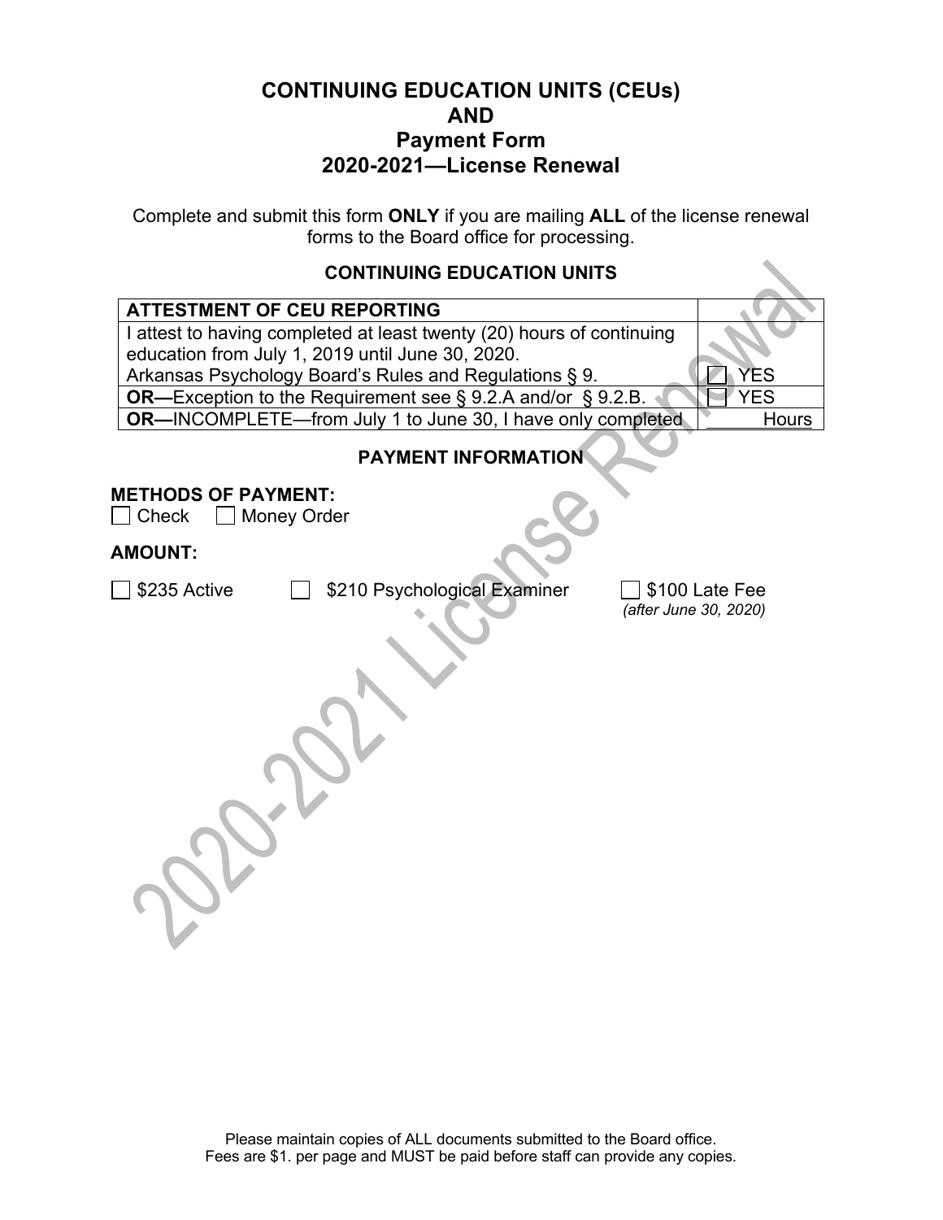# CONTINUING EDUCATION UNITS (CEUs) AND Payment Form 2020-2021—License Renewal

Complete and submit this form **ONLY** if you are mailing **ALL** of the license renewal forms to the Board office for processing.

## CONTINUING EDUCATION UNITS

| **ATTESTMENT OF CEU REPORTING** | |
|---|---|
| I attest to having completed at least twenty (20) hours of continuing education from July 1, 2019 until June 30, 2020. Arkansas Psychology Board's Rules and Regulations § 9. | ☐ YES |
| **OR—**Exception to the Requirement see § 9.2.A and/or § 9.2.B. | ☐ YES |
| **OR—**INCOMPLETE—from July 1 to June 30, I have only completed | ______ Hours |

## PAYMENT INFORMATION

**METHODS OF PAYMENT:**

☐ Check ☐ Money Order

**AMOUNT:**

☐ $235 Active ☐ $210 Psychological Examiner ☐ $100 Late Fee *(after June 30, 2020)*

2020-2021 License Renewal

Please maintain copies of ALL documents submitted to the Board office.
Fees are $1. per page and MUST be paid before staff can provide any copies.